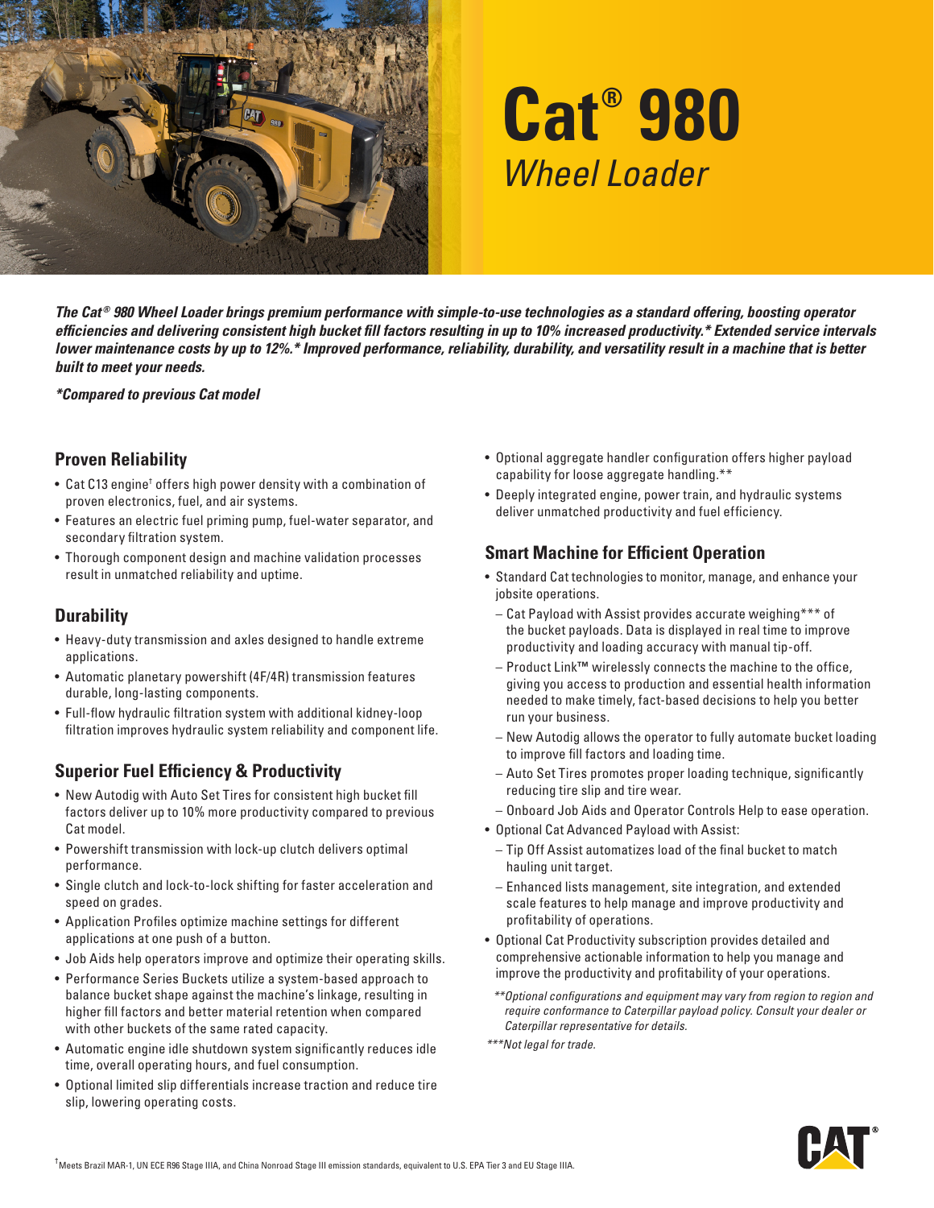# Cat® 980

## *Wheel Loader*

***The Cat® 980 Wheel Loader brings premium performance with simple-to-use technologies as a standard offering, boosting operator efficiencies and delivering consistent high bucket fill factors resulting in up to 10% increased productivity.* Extended service intervals lower maintenance costs by up to 12%.* Improved performance, reliability, durability, and versatility result in a machine that is better built to meet your needs.***

***\*Compared to previous Cat model***

### Proven Reliability

- Cat C13 engine† offers high power density with a combination of proven electronics, fuel, and air systems.
- Features an electric fuel priming pump, fuel-water separator, and secondary filtration system.
- Thorough component design and machine validation processes result in unmatched reliability and uptime.

### Durability

- Heavy-duty transmission and axles designed to handle extreme applications.
- Automatic planetary powershift (4F/4R) transmission features durable, long-lasting components.
- Full-flow hydraulic filtration system with additional kidney-loop filtration improves hydraulic system reliability and component life.

### Superior Fuel Efficiency & Productivity

- New Autodig with Auto Set Tires for consistent high bucket fill factors deliver up to 10% more productivity compared to previous Cat model.
- Powershift transmission with lock-up clutch delivers optimal performance.
- Single clutch and lock-to-lock shifting for faster acceleration and speed on grades.
- Application Profiles optimize machine settings for different applications at one push of a button.
- Job Aids help operators improve and optimize their operating skills.
- Performance Series Buckets utilize a system-based approach to balance bucket shape against the machine's linkage, resulting in higher fill factors and better material retention when compared with other buckets of the same rated capacity.
- Automatic engine idle shutdown system significantly reduces idle time, overall operating hours, and fuel consumption.
- Optional limited slip differentials increase traction and reduce tire slip, lowering operating costs.
- Optional aggregate handler configuration offers higher payload capability for loose aggregate handling.**
- Deeply integrated engine, power train, and hydraulic systems deliver unmatched productivity and fuel efficiency.

### Smart Machine for Efficient Operation

- Standard Cat technologies to monitor, manage, and enhance your jobsite operations.
  - Cat Payload with Assist provides accurate weighing*** of the bucket payloads. Data is displayed in real time to improve productivity and loading accuracy with manual tip-off.
  - Product Link™ wirelessly connects the machine to the office, giving you access to production and essential health information needed to make timely, fact-based decisions to help you better run your business.
  - New Autodig allows the operator to fully automate bucket loading to improve fill factors and loading time.
  - Auto Set Tires promotes proper loading technique, significantly reducing tire slip and tire wear.
  - Onboard Job Aids and Operator Controls Help to ease operation.
- Optional Cat Advanced Payload with Assist:
  - Tip Off Assist automatizes load of the final bucket to match hauling unit target.
  - Enhanced lists management, site integration, and extended scale features to help manage and improve productivity and profitability of operations.
- Optional Cat Productivity subscription provides detailed and comprehensive actionable information to help you manage and improve the productivity and profitability of your operations.

*\*\*Optional configurations and equipment may vary from region to region and require conformance to Caterpillar payload policy. Consult your dealer or Caterpillar representative for details.*

*\*\*\*Not legal for trade.*

†Meets Brazil MAR-1, UN ECE R96 Stage IIIA, and China Nonroad Stage III emission standards, equivalent to U.S. EPA Tier 3 and EU Stage IIIA.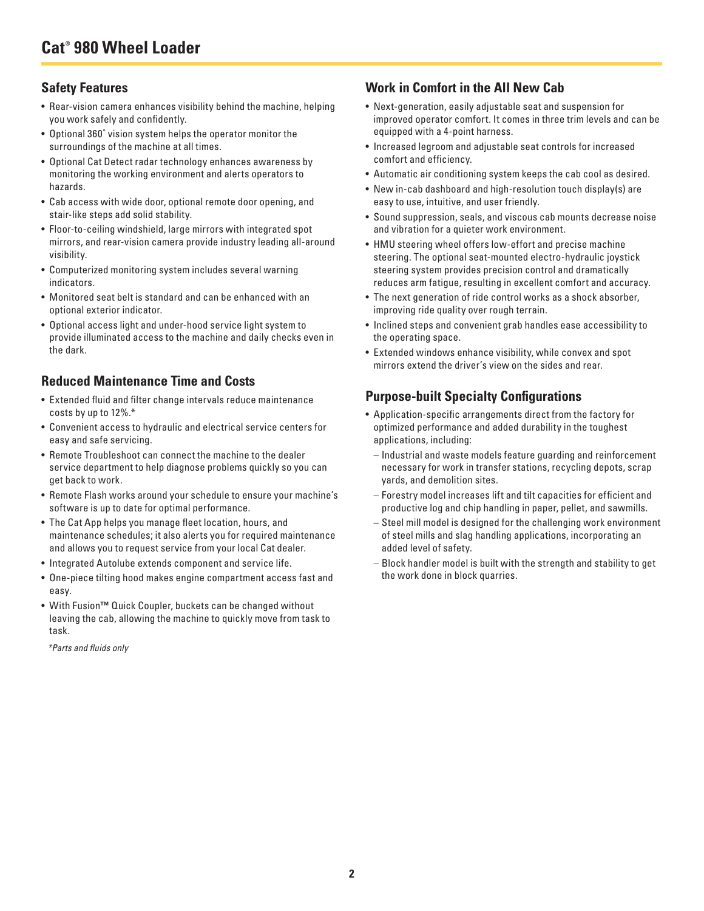# Cat® 980 Wheel Loader

## Safety Features

- Rear-vision camera enhances visibility behind the machine, helping you work safely and confidently.
- Optional 360° vision system helps the operator monitor the surroundings of the machine at all times.
- Optional Cat Detect radar technology enhances awareness by monitoring the working environment and alerts operators to hazards.
- Cab access with wide door, optional remote door opening, and stair-like steps add solid stability.
- Floor-to-ceiling windshield, large mirrors with integrated spot mirrors, and rear-vision camera provide industry leading all-around visibility.
- Computerized monitoring system includes several warning indicators.
- Monitored seat belt is standard and can be enhanced with an optional exterior indicator.
- Optional access light and under-hood service light system to provide illuminated access to the machine and daily checks even in the dark.

## Reduced Maintenance Time and Costs

- Extended fluid and filter change intervals reduce maintenance costs by up to 12%.*
- Convenient access to hydraulic and electrical service centers for easy and safe servicing.
- Remote Troubleshoot can connect the machine to the dealer service department to help diagnose problems quickly so you can get back to work.
- Remote Flash works around your schedule to ensure your machine's software is up to date for optimal performance.
- The Cat App helps you manage fleet location, hours, and maintenance schedules; it also alerts you for required maintenance and allows you to request service from your local Cat dealer.
- Integrated Autolube extends component and service life.
- One-piece tilting hood makes engine compartment access fast and easy.
- With Fusion™ Quick Coupler, buckets can be changed without leaving the cab, allowing the machine to quickly move from task to task.

*\*Parts and fluids only*

## Work in Comfort in the All New Cab

- Next-generation, easily adjustable seat and suspension for improved operator comfort. It comes in three trim levels and can be equipped with a 4-point harness.
- Increased legroom and adjustable seat controls for increased comfort and efficiency.
- Automatic air conditioning system keeps the cab cool as desired.
- New in-cab dashboard and high-resolution touch display(s) are easy to use, intuitive, and user friendly.
- Sound suppression, seals, and viscous cab mounts decrease noise and vibration for a quieter work environment.
- HMU steering wheel offers low-effort and precise machine steering. The optional seat-mounted electro-hydraulic joystick steering system provides precision control and dramatically reduces arm fatigue, resulting in excellent comfort and accuracy.
- The next generation of ride control works as a shock absorber, improving ride quality over rough terrain.
- Inclined steps and convenient grab handles ease accessibility to the operating space.
- Extended windows enhance visibility, while convex and spot mirrors extend the driver's view on the sides and rear.

## Purpose-built Specialty Configurations

- Application-specific arrangements direct from the factory for optimized performance and added durability in the toughest applications, including:
  - Industrial and waste models feature guarding and reinforcement necessary for work in transfer stations, recycling depots, scrap yards, and demolition sites.
  - Forestry model increases lift and tilt capacities for efficient and productive log and chip handling in paper, pellet, and sawmills.
  - Steel mill model is designed for the challenging work environment of steel mills and slag handling applications, incorporating an added level of safety.
  - Block handler model is built with the strength and stability to get the work done in block quarries.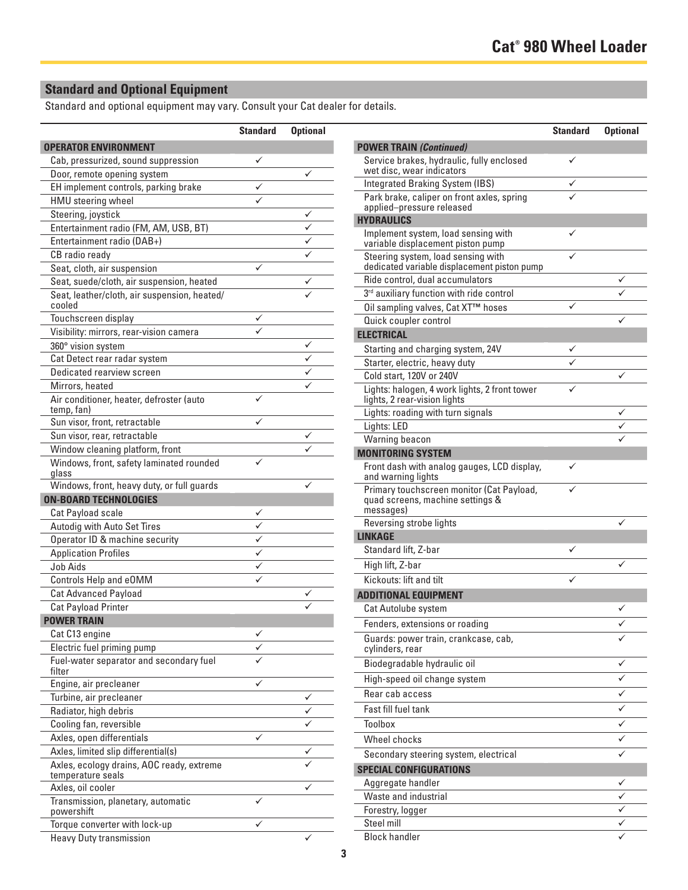## Standard and Optional Equipment

Standard and optional equipment may vary. Consult your Cat dealer for details.

| | Standard | Optional |
|---|---|---|
| **OPERATOR ENVIRONMENT** | | |
| Cab, pressurized, sound suppression | ✓ | |
| Door, remote opening system | | ✓ |
| EH implement controls, parking brake | ✓ | |
| HMU steering wheel | ✓ | |
| Steering, joystick | | ✓ |
| Entertainment radio (FM, AM, USB, BT) | | ✓ |
| Entertainment radio (DAB+) | | ✓ |
| CB radio ready | | ✓ |
| Seat, cloth, air suspension | ✓ | |
| Seat, suede/cloth, air suspension, heated | | ✓ |
| Seat, leather/cloth, air suspension, heated/cooled | | ✓ |
| Touchscreen display | ✓ | |
| Visibility: mirrors, rear-vision camera | ✓ | |
| 360° vision system | | ✓ |
| Cat Detect rear radar system | | ✓ |
| Dedicated rearview screen | | ✓ |
| Mirrors, heated | | ✓ |
| Air conditioner, heater, defroster (auto temp, fan) | ✓ | |
| Sun visor, front, retractable | ✓ | |
| Sun visor, rear, retractable | | ✓ |
| Window cleaning platform, front | | ✓ |
| Windows, front, safety laminated rounded glass | ✓ | |
| Windows, front, heavy duty, or full guards | | ✓ |
| **ON-BOARD TECHNOLOGIES** | | |
| Cat Payload scale | ✓ | |
| Autodig with Auto Set Tires | ✓ | |
| Operator ID & machine security | ✓ | |
| Application Profiles | ✓ | |
| Job Aids | ✓ | |
| Controls Help and eOMM | ✓ | |
| Cat Advanced Payload | | ✓ |
| Cat Payload Printer | | ✓ |
| **POWER TRAIN** | | |
| Cat C13 engine | ✓ | |
| Electric fuel priming pump | ✓ | |
| Fuel-water separator and secondary fuel filter | ✓ | |
| Engine, air precleaner | ✓ | |
| Turbine, air precleaner | | ✓ |
| Radiator, high debris | | ✓ |
| Cooling fan, reversible | | ✓ |
| Axles, open differentials | ✓ | |
| Axles, limited slip differential(s) | | ✓ |
| Axles, ecology drains, AOC ready, extreme temperature seals | | ✓ |
| Axles, oil cooler | | ✓ |
| Transmission, planetary, automatic powershift | ✓ | |
| Torque converter with lock-up | ✓ | |
| Heavy Duty transmission | | ✓ |
| ***POWER TRAIN (Continued)*** | | |
| Service brakes, hydraulic, fully enclosed wet disc, wear indicators | ✓ | |
| Integrated Braking System (IBS) | ✓ | |
| Park brake, caliper on front axles, spring applied–pressure released | ✓ | |
| **HYDRAULICS** | | |
| Implement system, load sensing with variable displacement piston pump | ✓ | |
| Steering system, load sensing with dedicated variable displacement piston pump | ✓ | |
| Ride control, dual accumulators | | ✓ |
| 3rd auxiliary function with ride control | | ✓ |
| Oil sampling valves, Cat XT™ hoses | ✓ | |
| Quick coupler control | | ✓ |
| **ELECTRICAL** | | |
| Starting and charging system, 24V | ✓ | |
| Starter, electric, heavy duty | ✓ | |
| Cold start, 120V or 240V | | ✓ |
| Lights: halogen, 4 work lights, 2 front tower lights, 2 rear-vision lights | ✓ | |
| Lights: roading with turn signals | | ✓ |
| Lights: LED | | ✓ |
| Warning beacon | | ✓ |
| **MONITORING SYSTEM** | | |
| Front dash with analog gauges, LCD display, and warning lights | ✓ | |
| Primary touchscreen monitor (Cat Payload, quad screens, machine settings & messages) | ✓ | |
| Reversing strobe lights | | ✓ |
| **LINKAGE** | | |
| Standard lift, Z-bar | ✓ | |
| High lift, Z-bar | | ✓ |
| Kickouts: lift and tilt | ✓ | |
| **ADDITIONAL EQUIPMENT** | | |
| Cat Autolube system | | ✓ |
| Fenders, extensions or roading | | ✓ |
| Guards: power train, crankcase, cab, cylinders, rear | | ✓ |
| Biodegradable hydraulic oil | | ✓ |
| High-speed oil change system | | ✓ |
| Rear cab access | | ✓ |
| Fast fill fuel tank | | ✓ |
| Toolbox | | ✓ |
| Wheel chocks | | ✓ |
| Secondary steering system, electrical | | ✓ |
| **SPECIAL CONFIGURATIONS** | | |
| Aggregate handler | | ✓ |
| Waste and industrial | | ✓ |
| Forestry, logger | | ✓ |
| Steel mill | | ✓ |
| Block handler | | ✓ |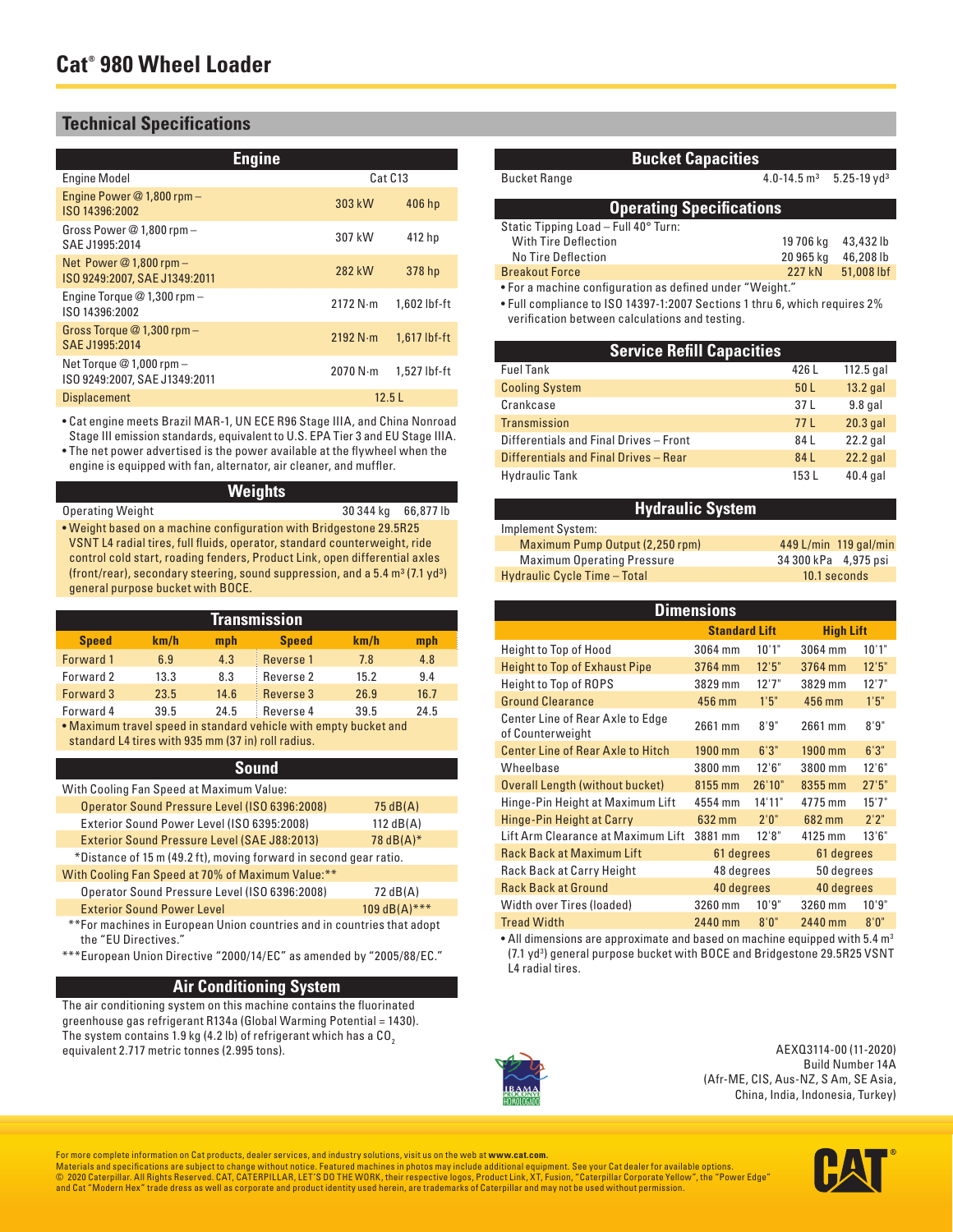# Cat® 980 Wheel Loader

## Technical Specifications

### Engine

| | | |
|---|---|---|
| Engine Model | Cat C13 | |
| Engine Power @ 1,800 rpm – ISO 14396:2002 | 303 kW | 406 hp |
| Gross Power @ 1,800 rpm – SAE J1995:2014 | 307 kW | 412 hp |
| Net Power @ 1,800 rpm – ISO 9249:2007, SAE J1349:2011 | 282 kW | 378 hp |
| Engine Torque @ 1,300 rpm – ISO 14396:2002 | 2172 N·m | 1,602 lbf-ft |
| Gross Torque @ 1,300 rpm – SAE J1995:2014 | 2192 N·m | 1,617 lbf-ft |
| Net Torque @ 1,000 rpm – ISO 9249:2007, SAE J1349:2011 | 2070 N·m | 1,527 lbf-ft |
| Displacement | 12.5 L | |

- Cat engine meets Brazil MAR-1, UN ECE R96 Stage IIIA, and China Nonroad Stage III emission standards, equivalent to U.S. EPA Tier 3 and EU Stage IIIA.
- The net power advertised is the power available at the flywheel when the engine is equipped with fan, alternator, air cleaner, and muffler.

### Weights

| | | |
|---|---|---|
| Operating Weight | 30 344 kg | 66,877 lb |

- Weight based on a machine configuration with Bridgestone 29.5R25 VSNT L4 radial tires, full fluids, operator, standard counterweight, ride control cold start, roading fenders, Product Link, open differential axles (front/rear), secondary steering, sound suppression, and a 5.4 m³ (7.1 yd³) general purpose bucket with BOCE.

### Transmission

| Speed | km/h | mph | Speed | km/h | mph |
|---|---|---|---|---|---|
| Forward 1 | 6.9 | 4.3 | Reverse 1 | 7.8 | 4.8 |
| Forward 2 | 13.3 | 8.3 | Reverse 2 | 15.2 | 9.4 |
| Forward 3 | 23.5 | 14.6 | Reverse 3 | 26.9 | 16.7 |
| Forward 4 | 39.5 | 24.5 | Reverse 4 | 39.5 | 24.5 |

- Maximum travel speed in standard vehicle with empty bucket and standard L4 tires with 935 mm (37 in) roll radius.

### Sound

| | |
|---|---|
| With Cooling Fan Speed at Maximum Value: | |
| Operator Sound Pressure Level (ISO 6396:2008) | 75 dB(A) |
| Exterior Sound Power Level (ISO 6395:2008) | 112 dB(A) |
| Exterior Sound Pressure Level (SAE J88:2013) | 78 dB(A)* |

*Distance of 15 m (49.2 ft), moving forward in second gear ratio.

| | |
|---|---|
| With Cooling Fan Speed at 70% of Maximum Value:** | |
| Operator Sound Pressure Level (ISO 6396:2008) | 72 dB(A) |
| Exterior Sound Power Level | 109 dB(A)*** |

**For machines in European Union countries and in countries that adopt the "EU Directives."

***European Union Directive "2000/14/EC" as amended by "2005/88/EC."

### Air Conditioning System

The air conditioning system on this machine contains the fluorinated greenhouse gas refrigerant R134a (Global Warming Potential = 1430). The system contains 1.9 kg (4.2 lb) of refrigerant which has a $CO_2$ equivalent 2.717 metric tonnes (2.995 tons).

### Bucket Capacities

| | | |
|---|---|---|
| Bucket Range | 4.0-14.5 m³ | 5.25-19 yd³ |

### Operating Specifications

| | | |
|---|---|---|
| Static Tipping Load – Full 40° Turn: | | |
| With Tire Deflection | 19 706 kg | 43,432 lb |
| No Tire Deflection | 20 965 kg | 46,208 lb |
| Breakout Force | 227 kN | 51,008 lbf |

- For a machine configuration as defined under "Weight."
- Full compliance to ISO 14397-1:2007 Sections 1 thru 6, which requires 2% verification between calculations and testing.

### Service Refill Capacities

| | | |
|---|---|---|
| Fuel Tank | 426 L | 112.5 gal |
| Cooling System | 50 L | 13.2 gal |
| Crankcase | 37 L | 9.8 gal |
| Transmission | 77 L | 20.3 gal |
| Differentials and Final Drives – Front | 84 L | 22.2 gal |
| Differentials and Final Drives – Rear | 84 L | 22.2 gal |
| Hydraulic Tank | 153 L | 40.4 gal |

### Hydraulic System

| | | |
|---|---|---|
| Implement System: | | |
| Maximum Pump Output (2,250 rpm) | 449 L/min | 119 gal/min |
| Maximum Operating Pressure | 34 300 kPa | 4,975 psi |
| Hydraulic Cycle Time – Total | 10.1 seconds | |

### Dimensions

| | Standard Lift | | High Lift | |
|---|---|---|---|---|
| Height to Top of Hood | 3064 mm | 10'1" | 3064 mm | 10'1" |
| Height to Top of Exhaust Pipe | 3764 mm | 12'5" | 3764 mm | 12'5" |
| Height to Top of ROPS | 3829 mm | 12'7" | 3829 mm | 12'7" |
| Ground Clearance | 456 mm | 1'5" | 456 mm | 1'5" |
| Center Line of Rear Axle to Edge of Counterweight | 2661 mm | 8'9" | 2661 mm | 8'9" |
| Center Line of Rear Axle to Hitch | 1900 mm | 6'3" | 1900 mm | 6'3" |
| Wheelbase | 3800 mm | 12'6" | 3800 mm | 12'6" |
| Overall Length (without bucket) | 8155 mm | 26'10" | 8355 mm | 27'5" |
| Hinge-Pin Height at Maximum Lift | 4554 mm | 14'11" | 4775 mm | 15'7" |
| Hinge-Pin Height at Carry | 632 mm | 2'0" | 682 mm | 2'2" |
| Lift Arm Clearance at Maximum Lift | 3881 mm | 12'8" | 4125 mm | 13'6" |
| Rack Back at Maximum Lift | 61 degrees | | 61 degrees | |
| Rack Back at Carry Height | 48 degrees | | 50 degrees | |
| Rack Back at Ground | 40 degrees | | 40 degrees | |
| Width over Tires (loaded) | 3260 mm | 10'9" | 3260 mm | 10'9" |
| Tread Width | 2440 mm | 8'0" | 2440 mm | 8'0" |

- All dimensions are approximate and based on machine equipped with 5.4 m³ (7.1 yd³) general purpose bucket with BOCE and Bridgestone 29.5R25 VSNT L4 radial tires.

AEXQ3114-00 (11-2020)
Build Number 14A
(Afr-ME, CIS, Aus-NZ, S Am, SE Asia, China, India, Indonesia, Turkey)

For more complete information on Cat products, dealer services, and industry solutions, visit us on the web at **www.cat.com**.
Materials and specifications are subject to change without notice. Featured machines in photos may include additional equipment. See your Cat dealer for available options.
© 2020 Caterpillar. All Rights Reserved. CAT, CATERPILLAR, LET'S DO THE WORK, their respective logos, Product Link, XT, Fusion, "Caterpillar Corporate Yellow", the "Power Edge" and Cat "Modern Hex" trade dress as well as corporate and product identity used herein, are trademarks of Caterpillar and may not be used without permission.